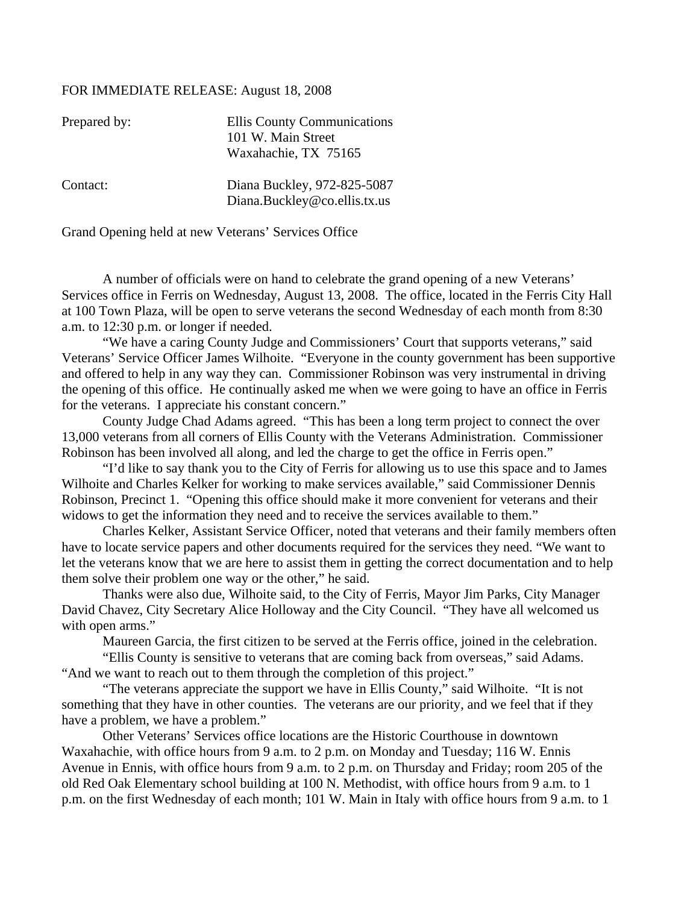FOR IMMEDIATE RELEASE: August 18, 2008

Prepared by: Ellis County Communications
101 W. Main Street
Waxahachie, TX 75165

Contact: Diana Buckley, 972-825-5087
Diana.Buckley@co.ellis.tx.us

Grand Opening held at new Veterans' Services Office

A number of officials were on hand to celebrate the grand opening of a new Veterans' Services office in Ferris on Wednesday, August 13, 2008. The office, located in the Ferris City Hall at 100 Town Plaza, will be open to serve veterans the second Wednesday of each month from 8:30 a.m. to 12:30 p.m. or longer if needed.

"We have a caring County Judge and Commissioners' Court that supports veterans," said Veterans' Service Officer James Wilhoite. "Everyone in the county government has been supportive and offered to help in any way they can. Commissioner Robinson was very instrumental in driving the opening of this office. He continually asked me when we were going to have an office in Ferris for the veterans. I appreciate his constant concern."

County Judge Chad Adams agreed. "This has been a long term project to connect the over 13,000 veterans from all corners of Ellis County with the Veterans Administration. Commissioner Robinson has been involved all along, and led the charge to get the office in Ferris open."

"I'd like to say thank you to the City of Ferris for allowing us to use this space and to James Wilhoite and Charles Kelker for working to make services available," said Commissioner Dennis Robinson, Precinct 1. "Opening this office should make it more convenient for veterans and their widows to get the information they need and to receive the services available to them."

Charles Kelker, Assistant Service Officer, noted that veterans and their family members often have to locate service papers and other documents required for the services they need. "We want to let the veterans know that we are here to assist them in getting the correct documentation and to help them solve their problem one way or the other," he said.

Thanks were also due, Wilhoite said, to the City of Ferris, Mayor Jim Parks, City Manager David Chavez, City Secretary Alice Holloway and the City Council. "They have all welcomed us with open arms."

Maureen Garcia, the first citizen to be served at the Ferris office, joined in the celebration.

"Ellis County is sensitive to veterans that are coming back from overseas," said Adams. "And we want to reach out to them through the completion of this project."

"The veterans appreciate the support we have in Ellis County," said Wilhoite. "It is not something that they have in other counties. The veterans are our priority, and we feel that if they have a problem, we have a problem."

Other Veterans' Services office locations are the Historic Courthouse in downtown Waxahachie, with office hours from 9 a.m. to 2 p.m. on Monday and Tuesday; 116 W. Ennis Avenue in Ennis, with office hours from 9 a.m. to 2 p.m. on Thursday and Friday; room 205 of the old Red Oak Elementary school building at 100 N. Methodist, with office hours from 9 a.m. to 1 p.m. on the first Wednesday of each month; 101 W. Main in Italy with office hours from 9 a.m. to 1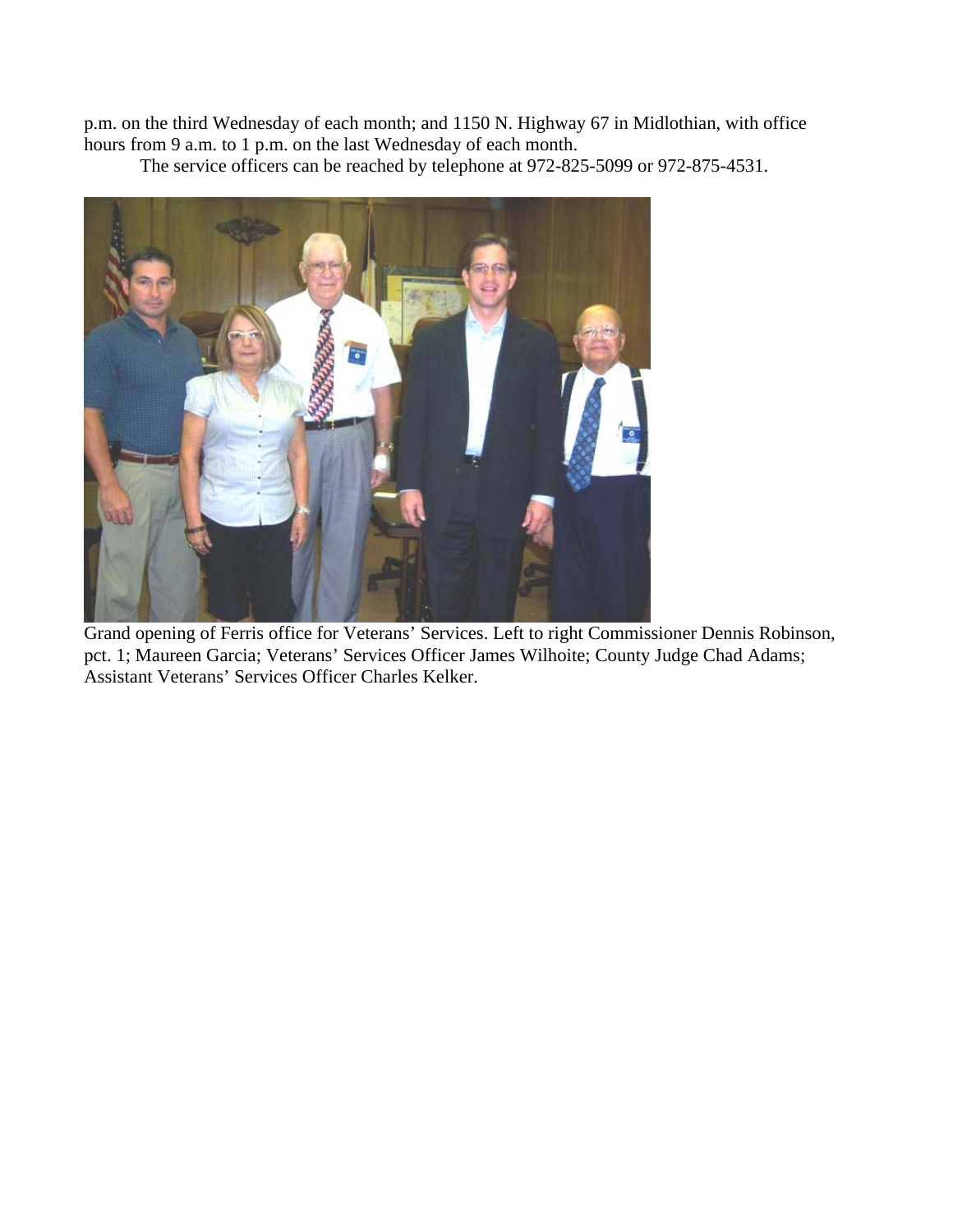p.m. on the third Wednesday of each month; and 1150 N. Highway 67 in Midlothian, with office hours from 9 a.m. to 1 p.m. on the last Wednesday of each month.

The service officers can be reached by telephone at 972-825-5099 or 972-875-4531.

Grand opening of Ferris office for Veterans' Services. Left to right Commissioner Dennis Robinson, pct. 1; Maureen Garcia; Veterans' Services Officer James Wilhoite; County Judge Chad Adams; Assistant Veterans' Services Officer Charles Kelker.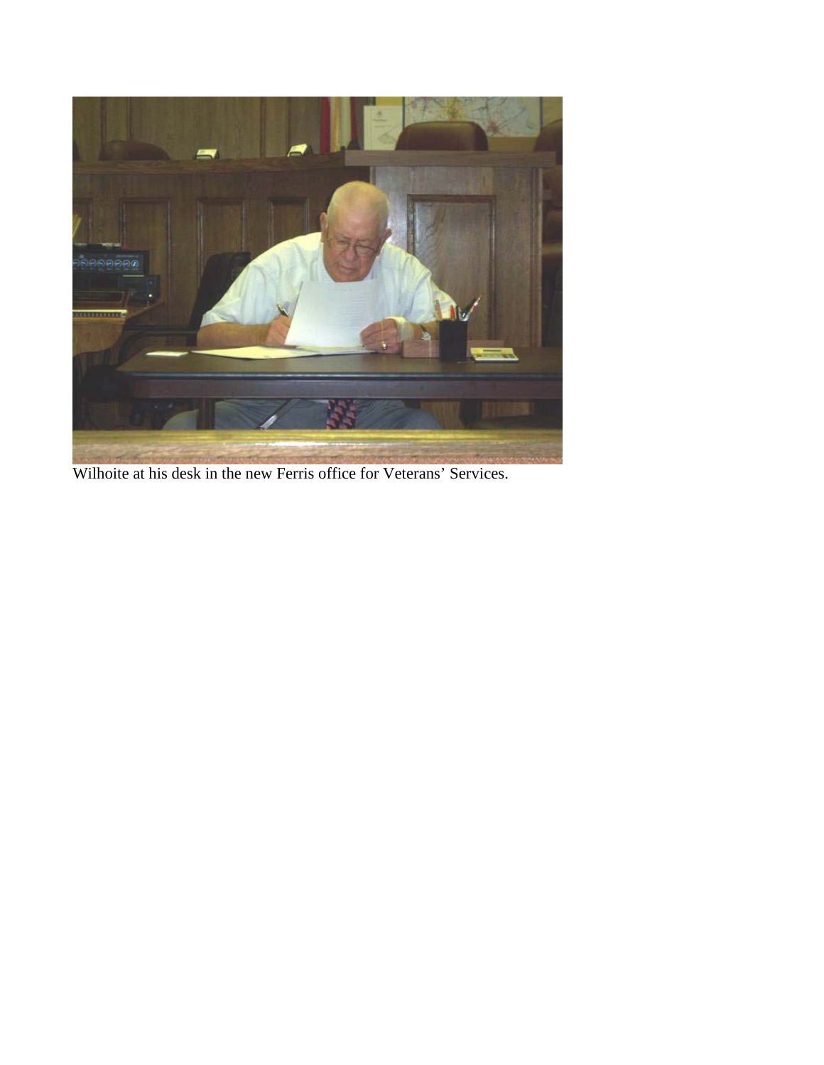Wilhoite at his desk in the new Ferris office for Veterans' Services.